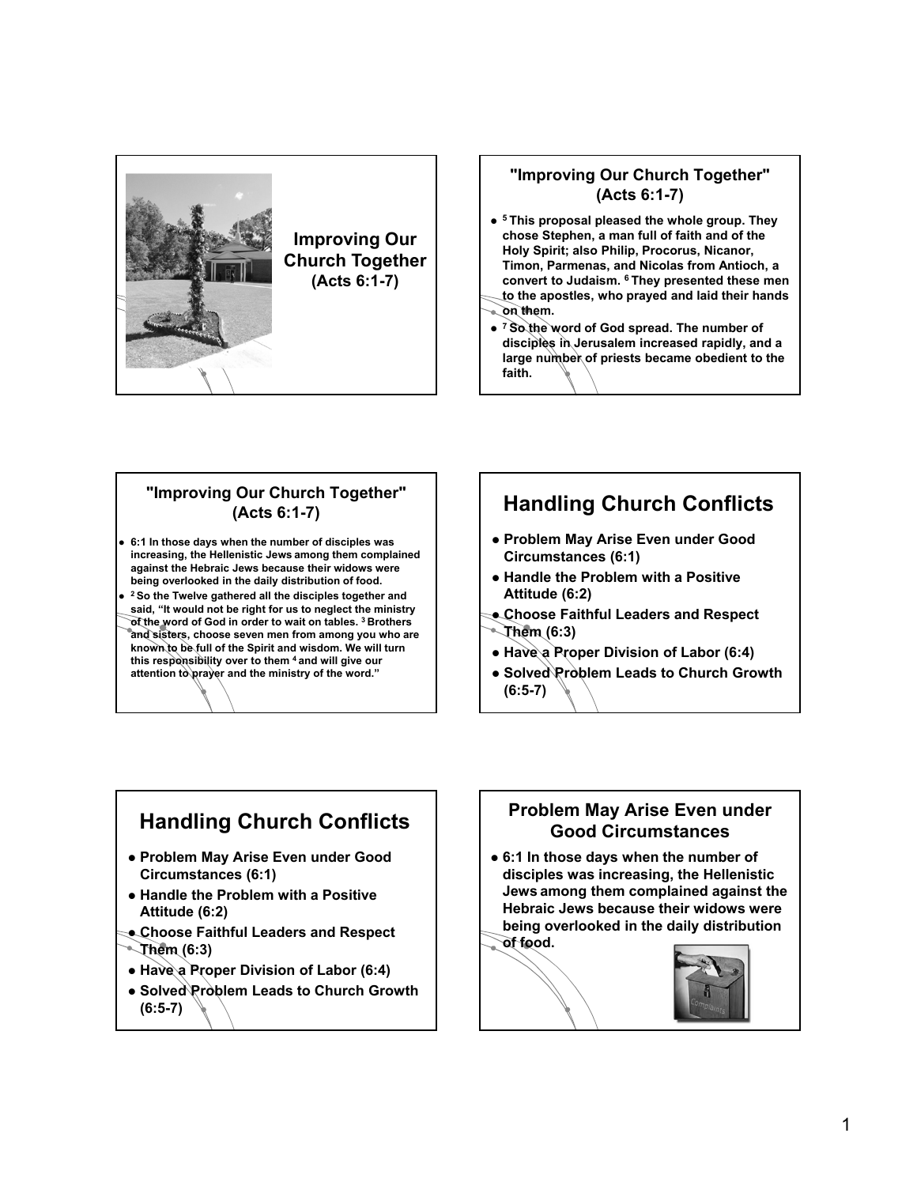# Improving Our Church Together
(Acts 6:1-7)

## "Improving Our Church Together" (Acts 6:1-7)

- [5] This proposal pleased the whole group. They chose Stephen, a man full of faith and of the Holy Spirit; also Philip, Procorus, Nicanor, Timon, Parmenas, and Nicolas from Antioch, a convert to Judaism. [6] They presented these men to the apostles, who prayed and laid their hands on them.
- [7] So the word of God spread. The number of disciples in Jerusalem increased rapidly, and a large number of priests became obedient to the faith.

## "Improving Our Church Together" (Acts 6:1-7)

- 6:1 In those days when the number of disciples was increasing, the Hellenistic Jews among them complained against the Hebraic Jews because their widows were being overlooked in the daily distribution of food.
- [2] So the Twelve gathered all the disciples together and said, "It would not be right for us to neglect the ministry of the word of God in order to wait on tables. [3] Brothers and sisters, choose seven men from among you who are known to be full of the Spirit and wisdom. We will turn this responsibility over to them [4] and will give our attention to prayer and the ministry of the word."

## Handling Church Conflicts

- Problem May Arise Even under Good Circumstances (6:1)
- Handle the Problem with a Positive Attitude (6:2)
- Choose Faithful Leaders and Respect Them (6:3)
- Have a Proper Division of Labor (6:4)
- Solved Problem Leads to Church Growth (6:5-7)

## Handling Church Conflicts

- Problem May Arise Even under Good Circumstances (6:1)
- Handle the Problem with a Positive Attitude (6:2)
- Choose Faithful Leaders and Respect Them (6:3)
- Have a Proper Division of Labor (6:4)
- Solved Problem Leads to Church Growth (6:5-7)

## Problem May Arise Even under Good Circumstances

- 6:1 In those days when the number of disciples was increasing, the Hellenistic Jews among them complained against the Hebraic Jews because their widows were being overlooked in the daily distribution of food.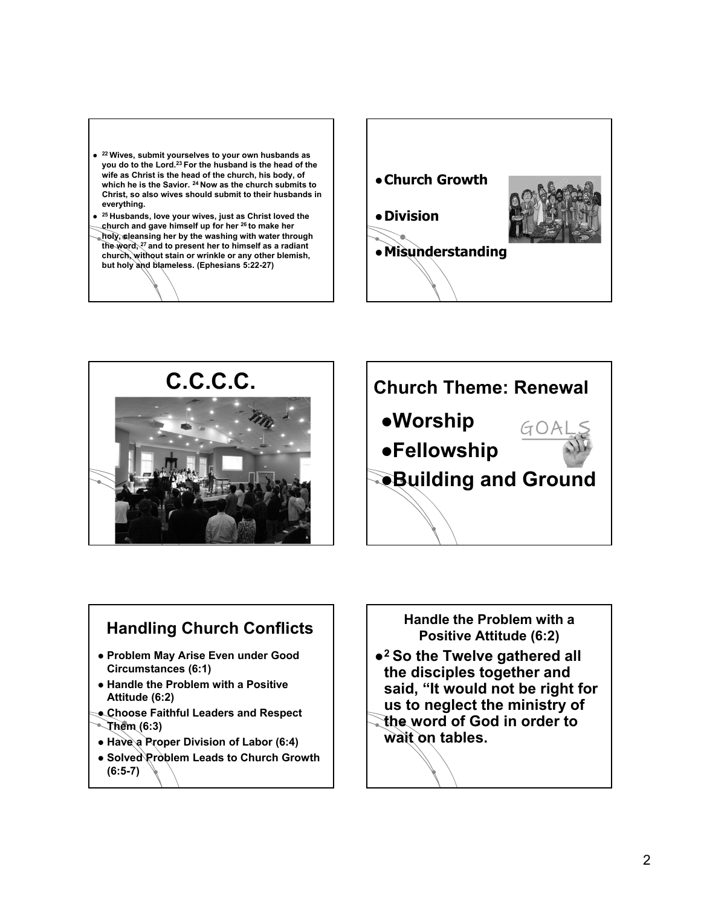- [22] Wives, submit yourselves to your own husbands as you do to the Lord.[23] For the husband is the head of the wife as Christ is the head of the church, his body, of which he is the Savior. [24] Now as the church submits to Christ, so also wives should submit to their husbands in everything.
- [25] Husbands, love your wives, just as Christ loved the church and gave himself up for her [26] to make her holy, cleansing her by the washing with water through the word, [27] and to present her to himself as a radiant church, without stain or wrinkle or any other blemish, but holy and blameless. (Ephesians 5:22-27)

---

- **Church Growth**
- **Division**
- **Misunderstanding**

---

# C.C.C.C.

---

## Church Theme: Renewal

- **Worship**
- **Fellowship**
- **Building and Ground**

GOALS

---

## Handling Church Conflicts

- **Problem May Arise Even under Good Circumstances (6:1)**
- **Handle the Problem with a Positive Attitude (6:2)**
- **Choose Faithful Leaders and Respect Them (6:3)**
- **Have a Proper Division of Labor (6:4)**
- **Solved Problem Leads to Church Growth (6:5-7)**

---

### Handle the Problem with a Positive Attitude (6:2)

- **[2] So the Twelve gathered all the disciples together and said, "It would not be right for us to neglect the ministry of the word of God in order to wait on tables.**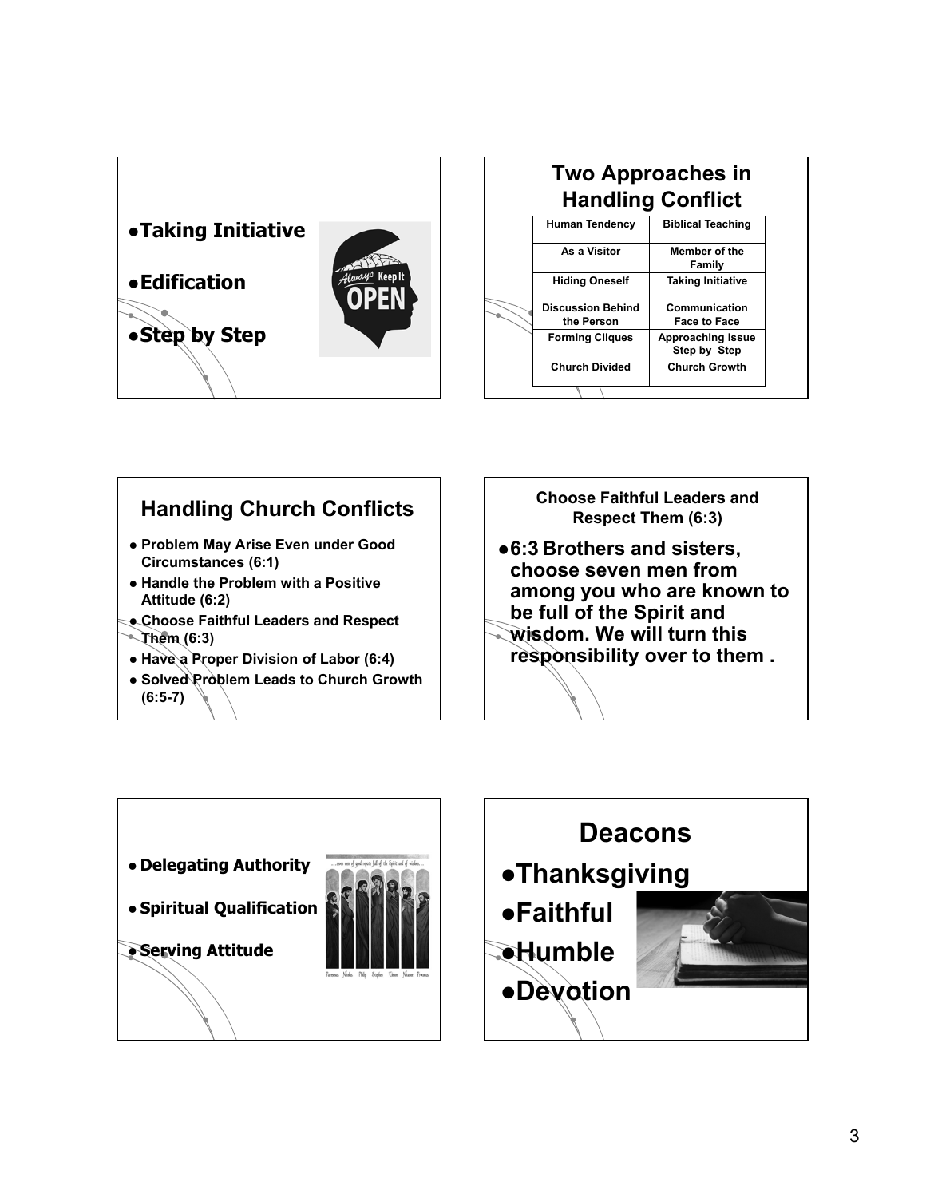- Taking Initiative
- Edification
- Step by Step

## Two Approaches in Handling Conflict

| Human Tendency | Biblical Teaching |
|---|---|
| As a Visitor | Member of the Family |
| Hiding Oneself | Taking Initiative |
| Discussion Behind the Person | Communication Face to Face |
| Forming Cliques | Approaching Issue Step by Step |
| Church Divided | Church Growth |

## Handling Church Conflicts

- **Problem May Arise Even under Good Circumstances (6:1)**
- **Handle the Problem with a Positive Attitude (6:2)**
- **Choose Faithful Leaders and Respect Them (6:3)**
- **Have a Proper Division of Labor (6:4)**
- **Solved Problem Leads to Church Growth (6:5-7)**

### Choose Faithful Leaders and Respect Them (6:3)

- **6:3 Brothers and sisters, choose seven men from among you who are known to be full of the Spirit and wisdom. We will turn this responsibility over to them .**

---

- **Delegating Authority**
- **Spiritual Qualification**
- **Serving Attitude**

## Deacons

- **Thanksgiving**
- **Faithful**
- **Humble**
- **Devotion**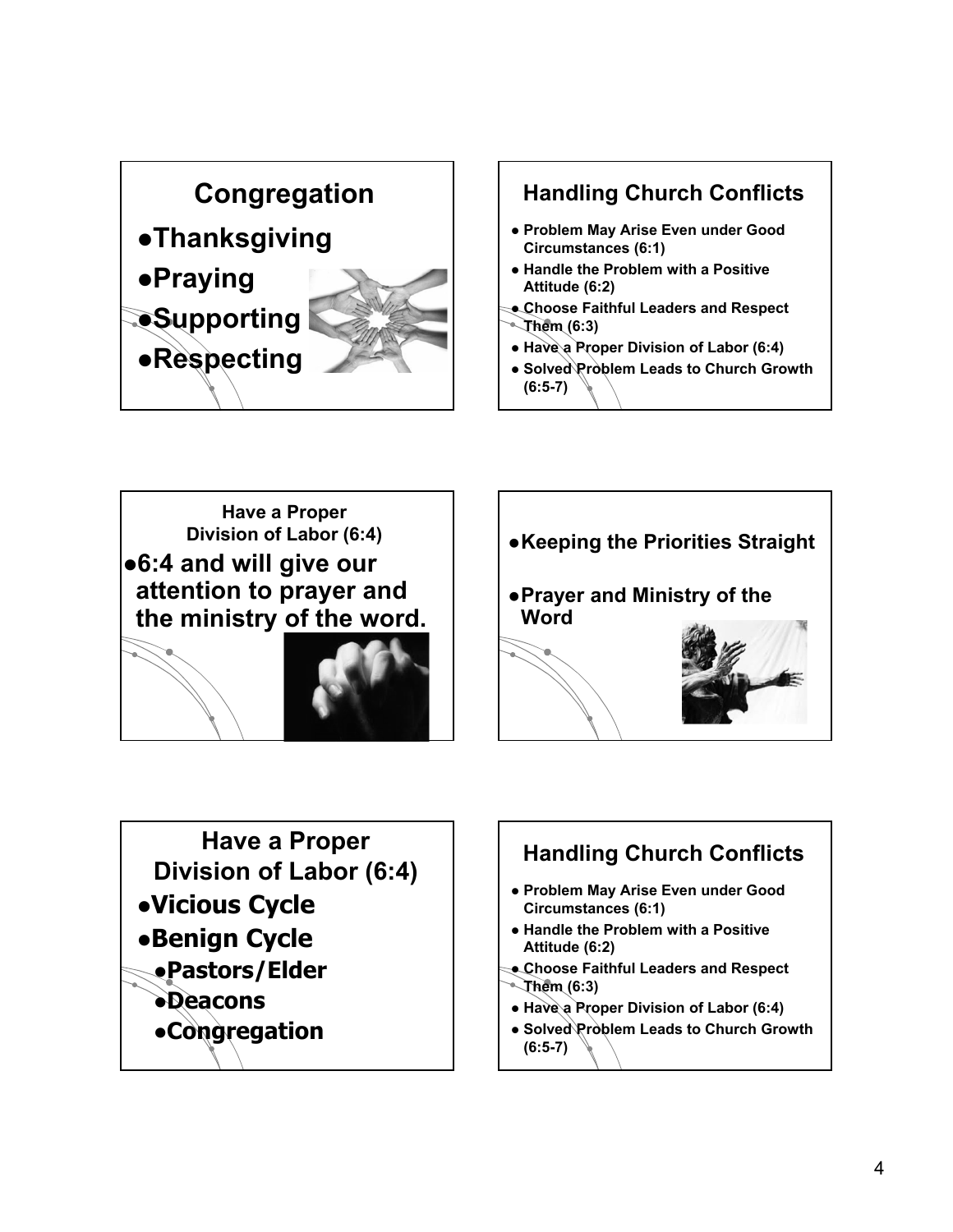## Congregation

- Thanksgiving
- Praying
- Supporting
- Respecting

## Handling Church Conflicts

- Problem May Arise Even under Good Circumstances (6:1)
- Handle the Problem with a Positive Attitude (6:2)
- Choose Faithful Leaders and Respect Them (6:3)
- Have a Proper Division of Labor (6:4)
- Solved Problem Leads to Church Growth (6:5-7)

## Have a Proper Division of Labor (6:4)

- 6:4 and will give our attention to prayer and the ministry of the word.

---

- Keeping the Priorities Straight
- Prayer and Ministry of the Word

## Have a Proper Division of Labor (6:4)

- Vicious Cycle
- Benign Cycle
  - Pastors/Elder
  - Deacons
  - Congregation

## Handling Church Conflicts

- Problem May Arise Even under Good Circumstances (6:1)
- Handle the Problem with a Positive Attitude (6:2)
- Choose Faithful Leaders and Respect Them (6:3)
- Have a Proper Division of Labor (6:4)
- Solved Problem Leads to Church Growth (6:5-7)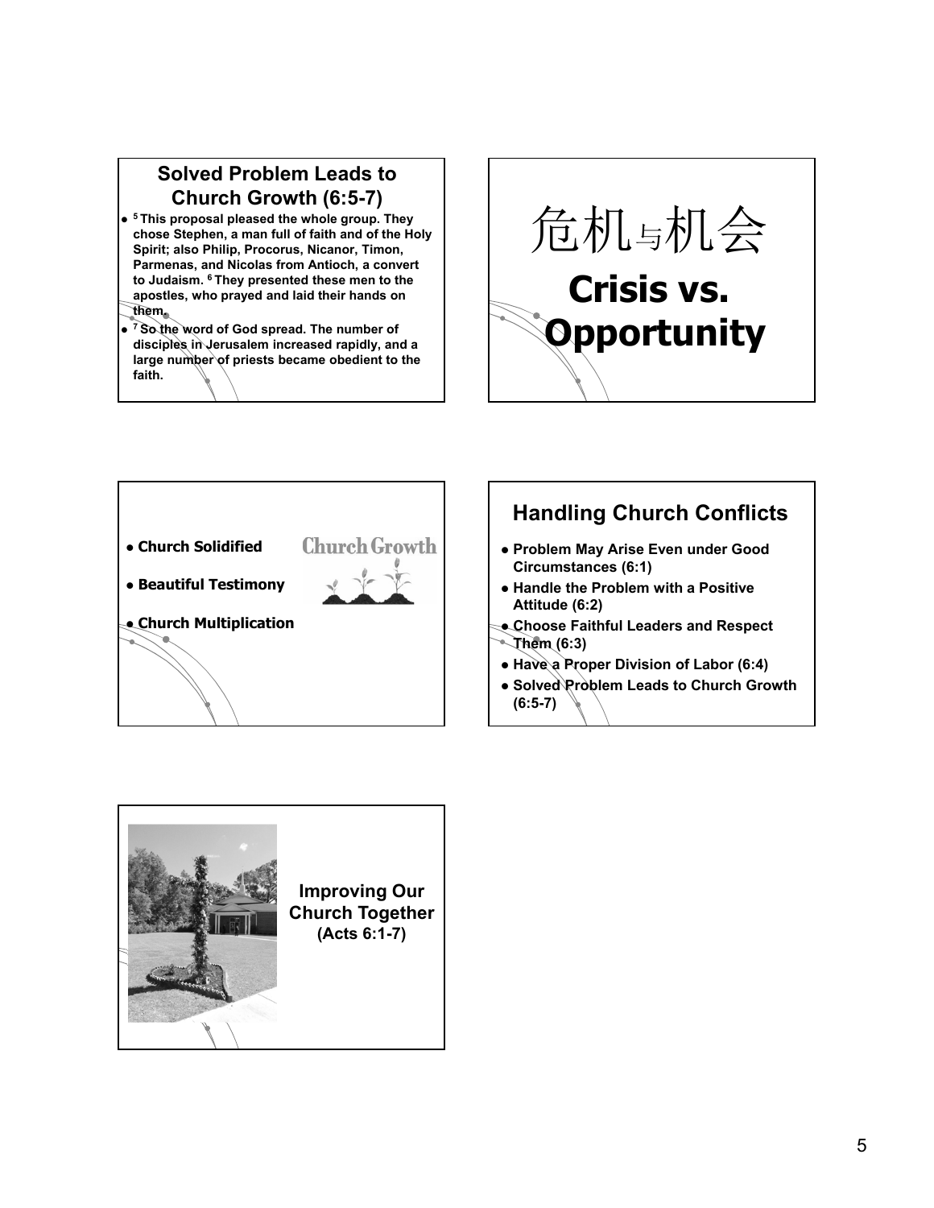## Solved Problem Leads to Church Growth (6:5-7)

- [5] This proposal pleased the whole group. They chose Stephen, a man full of faith and of the Holy Spirit; also Philip, Procorus, Nicanor, Timon, Parmenas, and Nicolas from Antioch, a convert to Judaism. [6] They presented these men to the apostles, who prayed and laid their hands on them.
- [7] So the word of God spread. The number of disciples in Jerusalem increased rapidly, and a large number of priests became obedient to the faith.

# 危机与机会

# Crisis vs. Opportunity

- Church Solidified
- Beautiful Testimony
- Church Multiplication

Church Growth

## Handling Church Conflicts

- Problem May Arise Even under Good Circumstances (6:1)
- Handle the Problem with a Positive Attitude (6:2)
- Choose Faithful Leaders and Respect Them (6:3)
- Have a Proper Division of Labor (6:4)
- Solved Problem Leads to Church Growth (6:5-7)

## Improving Our Church Together

**(Acts 6:1-7)**